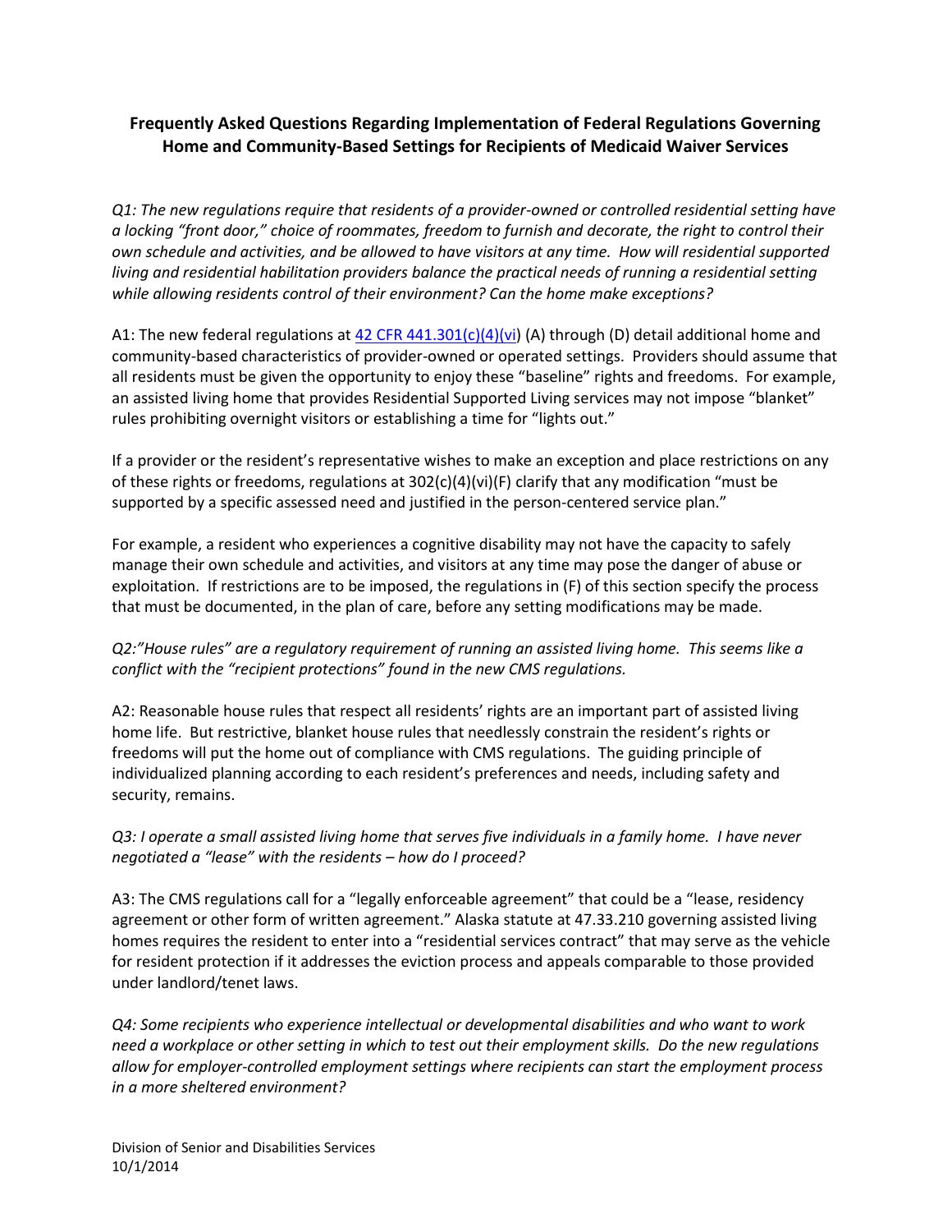## Frequently Asked Questions Regarding Implementation of Federal Regulations Governing Home and Community-Based Settings for Recipients of Medicaid Waiver Services

*Q1: The new regulations require that residents of a provider-owned or controlled residential setting have a locking "front door," choice of roommates, freedom to furnish and decorate, the right to control their own schedule and activities, and be allowed to have visitors at any time. How will residential supported living and residential habilitation providers balance the practical needs of running a residential setting while allowing residents control of their environment? Can the home make exceptions?*

A1: The new federal regulations at 42 CFR 441.301(c)(4)(vi) (A) through (D) detail additional home and community-based characteristics of provider-owned or operated settings. Providers should assume that all residents must be given the opportunity to enjoy these "baseline" rights and freedoms. For example, an assisted living home that provides Residential Supported Living services may not impose "blanket" rules prohibiting overnight visitors or establishing a time for "lights out."

If a provider or the resident's representative wishes to make an exception and place restrictions on any of these rights or freedoms, regulations at 302(c)(4)(vi)(F) clarify that any modification "must be supported by a specific assessed need and justified in the person-centered service plan."

For example, a resident who experiences a cognitive disability may not have the capacity to safely manage their own schedule and activities, and visitors at any time may pose the danger of abuse or exploitation. If restrictions are to be imposed, the regulations in (F) of this section specify the process that must be documented, in the plan of care, before any setting modifications may be made.

*Q2:"House rules" are a regulatory requirement of running an assisted living home. This seems like a conflict with the "recipient protections" found in the new CMS regulations.*

A2: Reasonable house rules that respect all residents' rights are an important part of assisted living home life. But restrictive, blanket house rules that needlessly constrain the resident's rights or freedoms will put the home out of compliance with CMS regulations. The guiding principle of individualized planning according to each resident's preferences and needs, including safety and security, remains.

*Q3: I operate a small assisted living home that serves five individuals in a family home. I have never negotiated a "lease" with the residents – how do I proceed?*

A3: The CMS regulations call for a "legally enforceable agreement" that could be a "lease, residency agreement or other form of written agreement." Alaska statute at 47.33.210 governing assisted living homes requires the resident to enter into a "residential services contract" that may serve as the vehicle for resident protection if it addresses the eviction process and appeals comparable to those provided under landlord/tenet laws.

*Q4: Some recipients who experience intellectual or developmental disabilities and who want to work need a workplace or other setting in which to test out their employment skills. Do the new regulations allow for employer-controlled employment settings where recipients can start the employment process in a more sheltered environment?*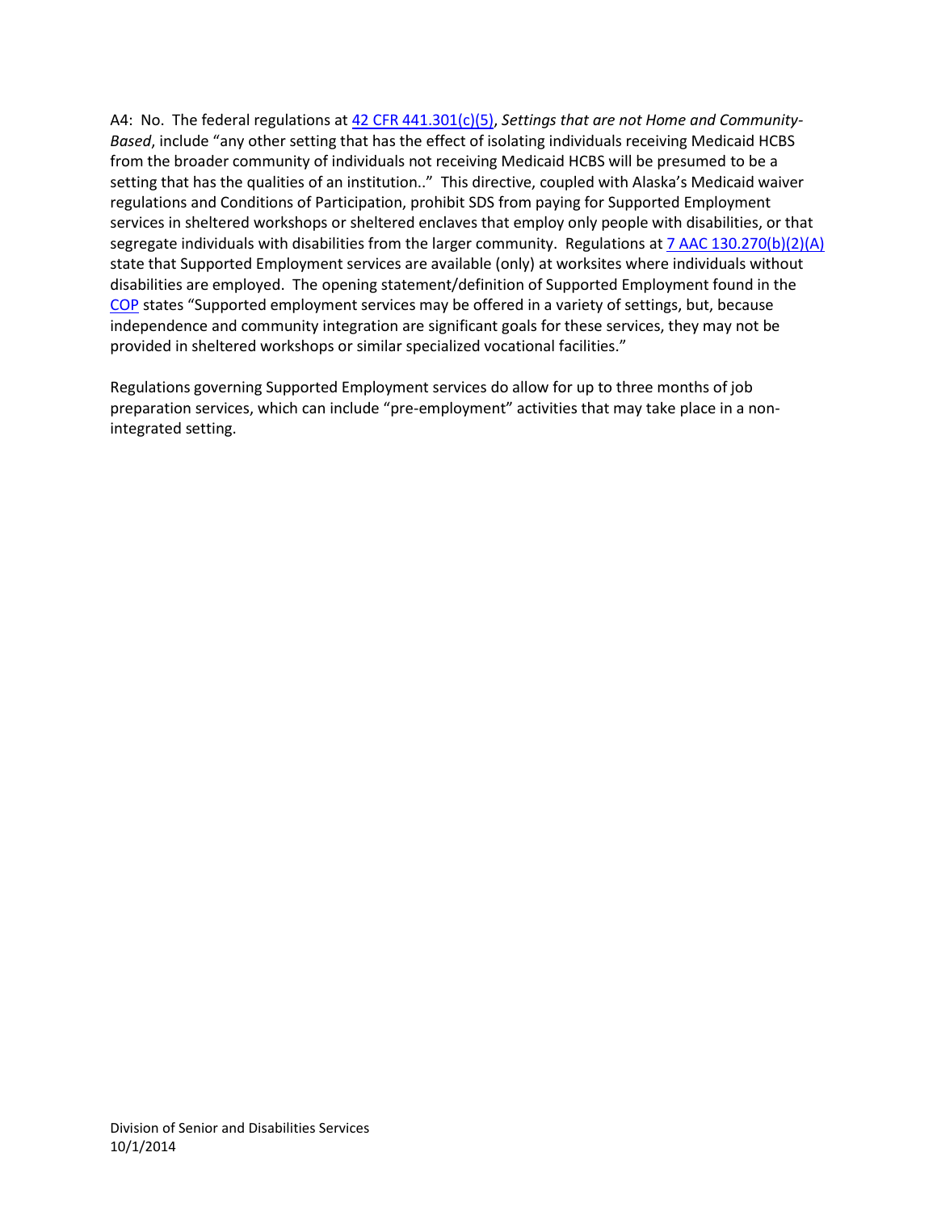A4: No. The federal regulations at [42 CFR 441.301(c)(5)](), *Settings that are not Home and Community-Based*, include "any other setting that has the effect of isolating individuals receiving Medicaid HCBS from the broader community of individuals not receiving Medicaid HCBS will be presumed to be a setting that has the qualities of an institution.." This directive, coupled with Alaska's Medicaid waiver regulations and Conditions of Participation, prohibit SDS from paying for Supported Employment services in sheltered workshops or sheltered enclaves that employ only people with disabilities, or that segregate individuals with disabilities from the larger community. Regulations at [7 AAC 130.270(b)(2)(A)]() state that Supported Employment services are available (only) at worksites where individuals without disabilities are employed. The opening statement/definition of Supported Employment found in the [COP]() states "Supported employment services may be offered in a variety of settings, but, because independence and community integration are significant goals for these services, they may not be provided in sheltered workshops or similar specialized vocational facilities."

Regulations governing Supported Employment services do allow for up to three months of job preparation services, which can include "pre-employment" activities that may take place in a non-integrated setting.